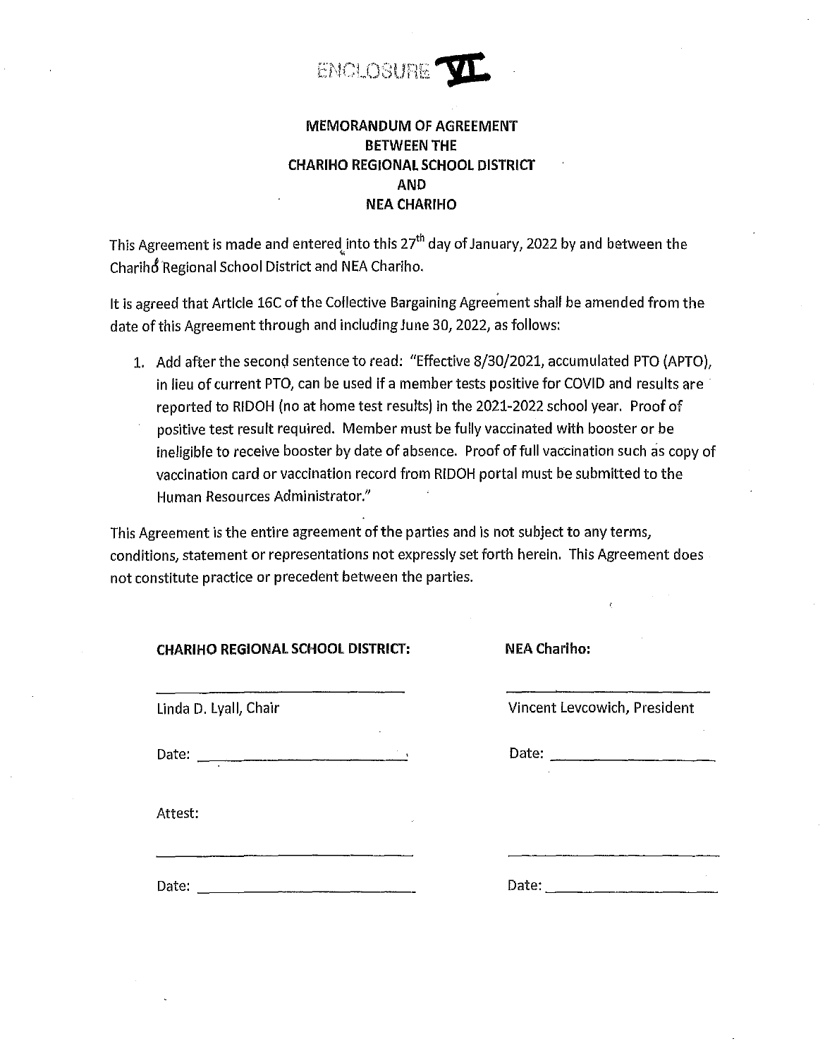ENCLOSURE VI

**MEMORANDUM OF AGREEMENT**
**BETWEEN THE**
**CHARIHO REGIONAL SCHOOL DISTRICT**
**AND**
**NEA CHARIHO**

This Agreement is made and entered into this 27th day of January, 2022 by and between the Chariho Regional School District and NEA Chariho.

It is agreed that Article 16C of the Collective Bargaining Agreement shall be amended from the date of this Agreement through and including June 30, 2022, as follows:

1. Add after the second sentence to read: "Effective 8/30/2021, accumulated PTO (APTO), in lieu of current PTO, can be used if a member tests positive for COVID and results are reported to RIDOH (no at home test results) in the 2021-2022 school year. Proof of positive test result required. Member must be fully vaccinated with booster or be ineligible to receive booster by date of absence. Proof of full vaccination such as copy of vaccination card or vaccination record from RIDOH portal must be submitted to the Human Resources Administrator."

This Agreement is the entire agreement of the parties and is not subject to any terms, conditions, statement or representations not expressly set forth herein. This Agreement does not constitute practice or precedent between the parties.

**CHARIHO REGIONAL SCHOOL DISTRICT:**

_______________________________
Linda D. Lyall, Chair

Date: _______________________________

Attest:

_______________________________

Date: _______________________________

**NEA Chariho:**

_______________________________
Vincent Levcowich, President

Date: _______________________________

_______________________________

Date: _______________________________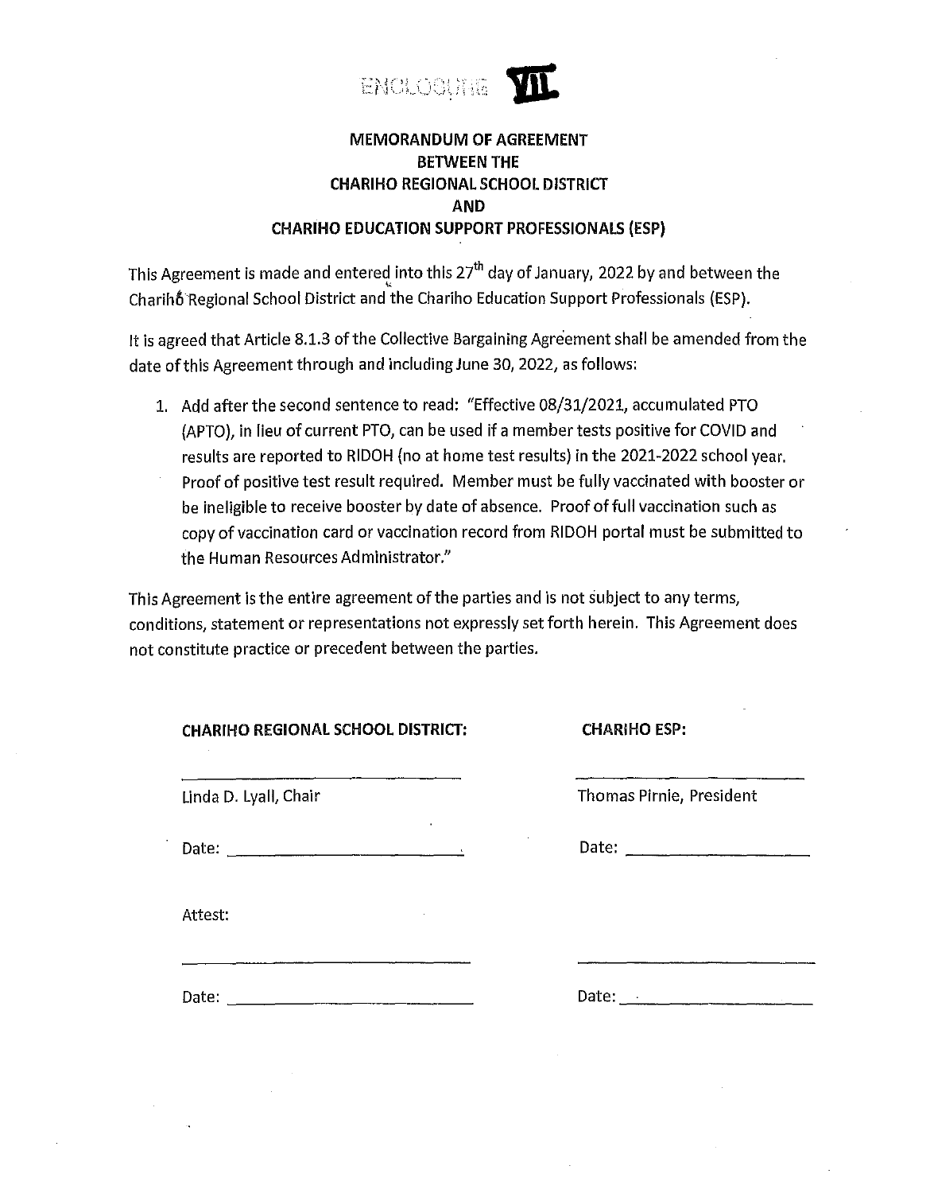ENCLOSURE VII

**MEMORANDUM OF AGREEMENT**
**BETWEEN THE**
**CHARIHO REGIONAL SCHOOL DISTRICT**
**AND**
**CHARIHO EDUCATION SUPPORT PROFESSIONALS (ESP)**

This Agreement is made and entered into this 27th day of January, 2022 by and between the Chariho Regional School District and the Chariho Education Support Professionals (ESP).

It is agreed that Article 8.1.3 of the Collective Bargaining Agreement shall be amended from the date of this Agreement through and including June 30, 2022, as follows:

1. Add after the second sentence to read: "Effective 08/31/2021, accumulated PTO (APTO), in lieu of current PTO, can be used if a member tests positive for COVID and results are reported to RIDOH (no at home test results) in the 2021-2022 school year. Proof of positive test result required. Member must be fully vaccinated with booster or be ineligible to receive booster by date of absence. Proof of full vaccination such as copy of vaccination card or vaccination record from RIDOH portal must be submitted to the Human Resources Administrator."

This Agreement is the entire agreement of the parties and is not subject to any terms, conditions, statement or representations not expressly set forth herein. This Agreement does not constitute practice or precedent between the parties.

**CHARIHO REGIONAL SCHOOL DISTRICT:**

\_\_\_\_\_\_\_\_\_\_\_\_\_\_\_\_\_\_\_\_\_\_\_\_\_\_\_\_
Linda D. Lyall, Chair

Date: \_\_\_\_\_\_\_\_\_\_\_\_\_\_\_\_\_\_\_\_\_\_

Attest:

\_\_\_\_\_\_\_\_\_\_\_\_\_\_\_\_\_\_\_\_\_\_\_\_\_\_\_\_

Date: \_\_\_\_\_\_\_\_\_\_\_\_\_\_\_\_\_\_\_\_\_\_

**CHARIHO ESP:**

\_\_\_\_\_\_\_\_\_\_\_\_\_\_\_\_\_\_\_\_\_\_\_\_\_\_\_\_
Thomas Pirnie, President

Date: \_\_\_\_\_\_\_\_\_\_\_\_\_\_\_\_\_\_\_\_\_\_

\_\_\_\_\_\_\_\_\_\_\_\_\_\_\_\_\_\_\_\_\_\_\_\_\_\_\_\_

Date: \_\_\_\_\_\_\_\_\_\_\_\_\_\_\_\_\_\_\_\_\_\_